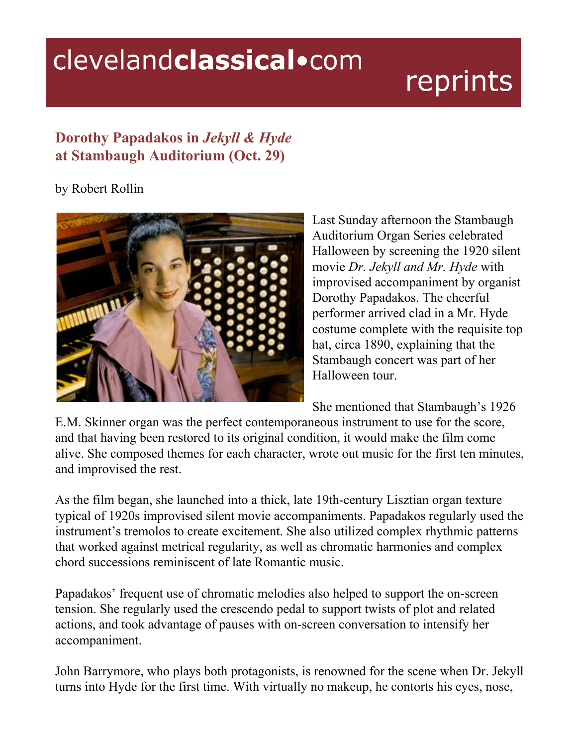clevelandclassical•com reprints

## Dorothy Papadakos in *Jekyll & Hyde* at Stambaugh Auditorium (Oct. 29)

by Robert Rollin

Last Sunday afternoon the Stambaugh Auditorium Organ Series celebrated Halloween by screening the 1920 silent movie *Dr. Jekyll and Mr. Hyde* with improvised accompaniment by organist Dorothy Papadakos. The cheerful performer arrived clad in a Mr. Hyde costume complete with the requisite top hat, circa 1890, explaining that the Stambaugh concert was part of her Halloween tour.

She mentioned that Stambaugh's 1926 E.M. Skinner organ was the perfect contemporaneous instrument to use for the score, and that having been restored to its original condition, it would make the film come alive. She composed themes for each character, wrote out music for the first ten minutes, and improvised the rest.

As the film began, she launched into a thick, late 19th-century Lisztian organ texture typical of 1920s improvised silent movie accompaniments. Papadakos regularly used the instrument's tremolos to create excitement. She also utilized complex rhythmic patterns that worked against metrical regularity, as well as chromatic harmonies and complex chord successions reminiscent of late Romantic music.

Papadakos' frequent use of chromatic melodies also helped to support the on-screen tension. She regularly used the crescendo pedal to support twists of plot and related actions, and took advantage of pauses with on-screen conversation to intensify her accompaniment.

John Barrymore, who plays both protagonists, is renowned for the scene when Dr. Jekyll turns into Hyde for the first time. With virtually no makeup, he contorts his eyes, nose,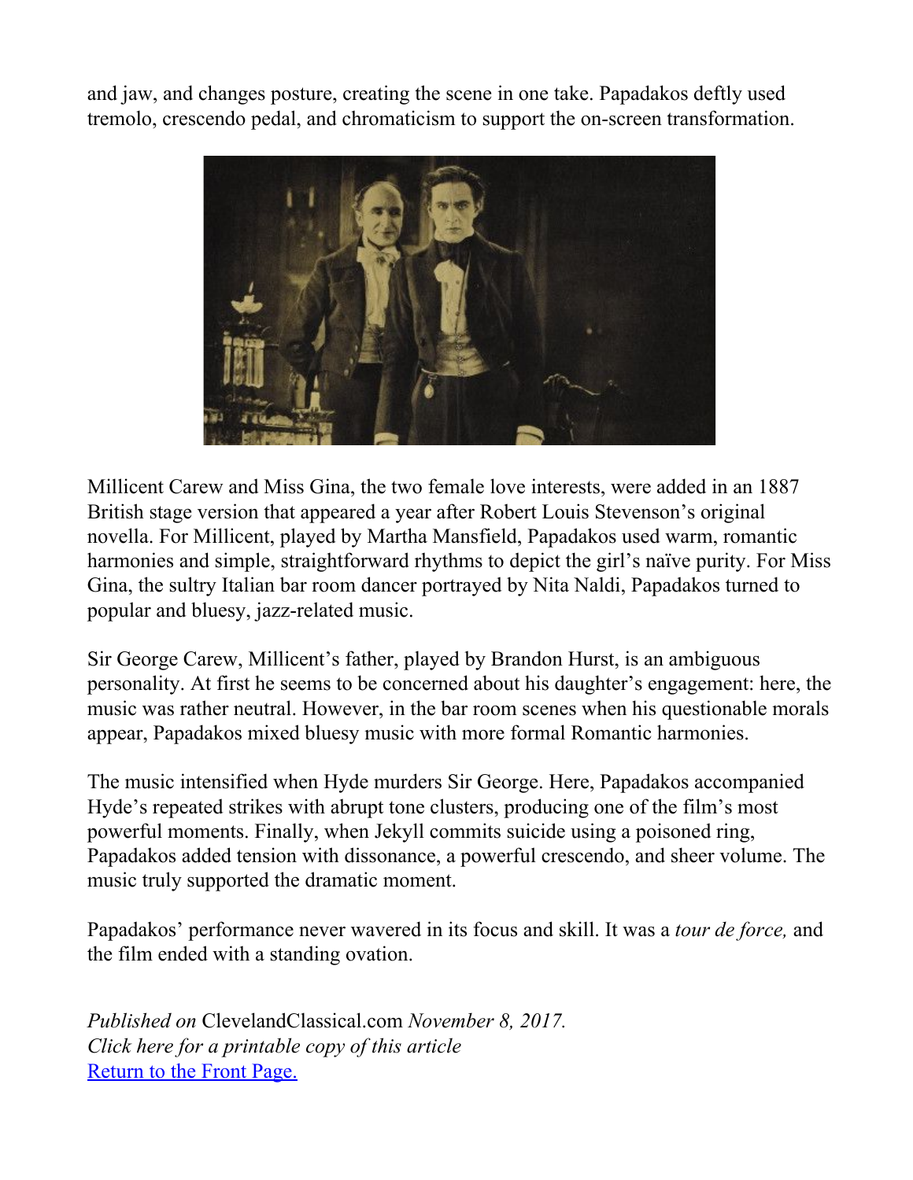and jaw, and changes posture, creating the scene in one take. Papadakos deftly used tremolo, crescendo pedal, and chromaticism to support the on-screen transformation.

Millicent Carew and Miss Gina, the two female love interests, were added in an 1887 British stage version that appeared a year after Robert Louis Stevenson's original novella. For Millicent, played by Martha Mansfield, Papadakos used warm, romantic harmonies and simple, straightforward rhythms to depict the girl's naïve purity. For Miss Gina, the sultry Italian bar room dancer portrayed by Nita Naldi, Papadakos turned to popular and bluesy, jazz-related music.

Sir George Carew, Millicent's father, played by Brandon Hurst, is an ambiguous personality. At first he seems to be concerned about his daughter's engagement: here, the music was rather neutral. However, in the bar room scenes when his questionable morals appear, Papadakos mixed bluesy music with more formal Romantic harmonies.

The music intensified when Hyde murders Sir George. Here, Papadakos accompanied Hyde's repeated strikes with abrupt tone clusters, producing one of the film's most powerful moments. Finally, when Jekyll commits suicide using a poisoned ring, Papadakos added tension with dissonance, a powerful crescendo, and sheer volume. The music truly supported the dramatic moment.

Papadakos' performance never wavered in its focus and skill. It was a *tour de force,* and the film ended with a standing ovation.

*Published on* ClevelandClassical.com *November 8, 2017.*
*Click here for a printable copy of this article*
[Return to the Front Page.]()